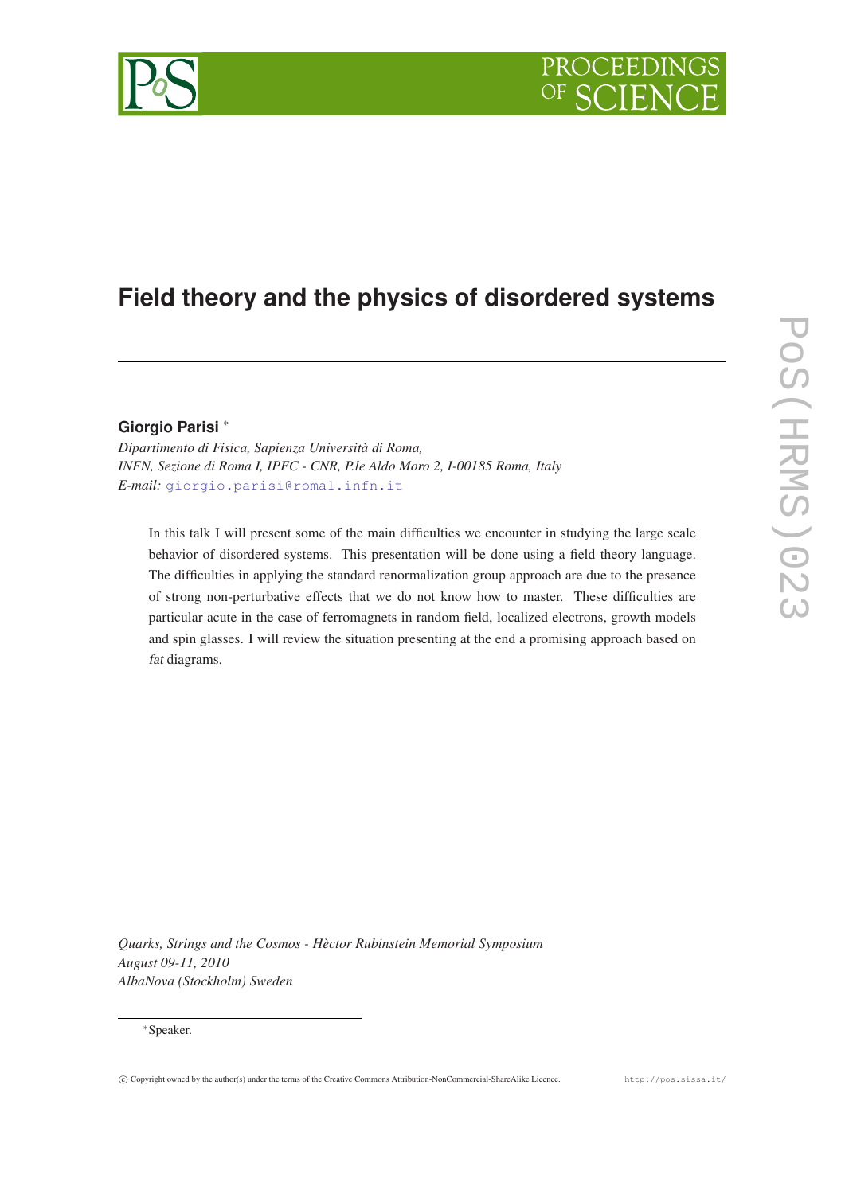# Field theory and the physics of disordered systems

**Giorgio Parisi** [*]

*Dipartimento di Fisica, Sapienza Università di Roma,*
*INFN, Sezione di Roma I, IPFC - CNR, P.le Aldo Moro 2, I-00185 Roma, Italy*
*E-mail:* giorgio.parisi@roma1.infn.it

In this talk I will present some of the main difficulties we encounter in studying the large scale behavior of disordered systems. This presentation will be done using a field theory language. The difficulties in applying the standard renormalization group approach are due to the presence of strong non-perturbative effects that we do not know how to master. These difficulties are particular acute in the case of ferromagnets in random field, localized electrons, growth models and spin glasses. I will review the situation presenting at the end a promising approach based on *fat* diagrams.

*Quarks, Strings and the Cosmos - Hèctor Rubinstein Memorial Symposium*
*August 09-11, 2010*
*AlbaNova (Stockholm) Sweden*

[*] Speaker.

© Copyright owned by the author(s) under the terms of the Creative Commons Attribution-NonCommercial-ShareAlike Licence. http://pos.sissa.it/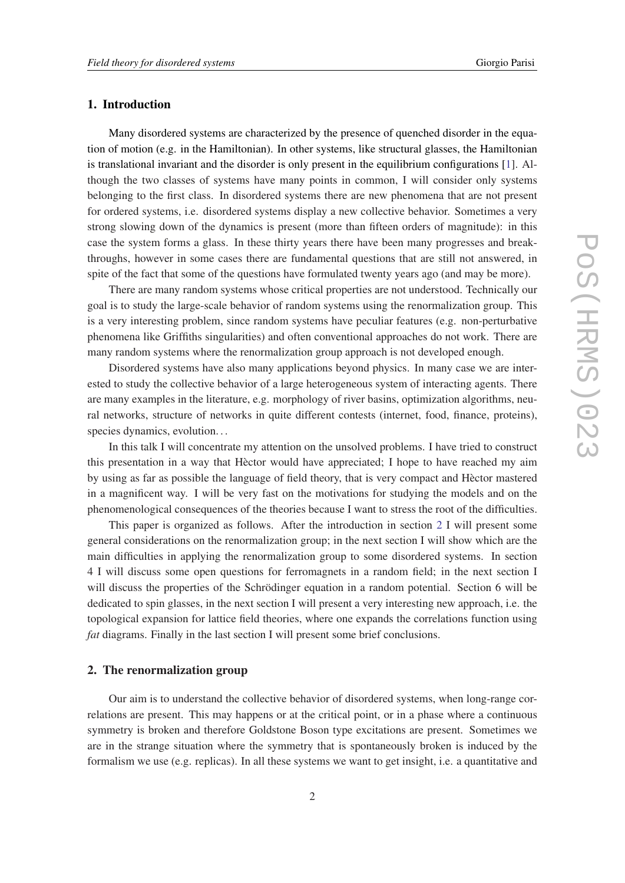## 1. Introduction

Many disordered systems are characterized by the presence of quenched disorder in the equation of motion (e.g. in the Hamiltonian). In other systems, like structural glasses, the Hamiltonian is translational invariant and the disorder is only present in the equilibrium configurations [1]. Although the two classes of systems have many points in common, I will consider only systems belonging to the first class. In disordered systems there are new phenomena that are not present for ordered systems, i.e. disordered systems display a new collective behavior. Sometimes a very strong slowing down of the dynamics is present (more than fifteen orders of magnitude): in this case the system forms a glass. In these thirty years there have been many progresses and breakthroughs, however in some cases there are fundamental questions that are still not answered, in spite of the fact that some of the questions have formulated twenty years ago (and may be more).

There are many random systems whose critical properties are not understood. Technically our goal is to study the large-scale behavior of random systems using the renormalization group. This is a very interesting problem, since random systems have peculiar features (e.g. non-perturbative phenomena like Griffiths singularities) and often conventional approaches do not work. There are many random systems where the renormalization group approach is not developed enough.

Disordered systems have also many applications beyond physics. In many case we are interested to study the collective behavior of a large heterogeneous system of interacting agents. There are many examples in the literature, e.g. morphology of river basins, optimization algorithms, neural networks, structure of networks in quite different contests (internet, food, finance, proteins), species dynamics, evolution...

In this talk I will concentrate my attention on the unsolved problems. I have tried to construct this presentation in a way that Hèctor would have appreciated; I hope to have reached my aim by using as far as possible the language of field theory, that is very compact and Hèctor mastered in a magnificent way. I will be very fast on the motivations for studying the models and on the phenomenological consequences of the theories because I want to stress the root of the difficulties.

This paper is organized as follows. After the introduction in section 2 I will present some general considerations on the renormalization group; in the next section I will show which are the main difficulties in applying the renormalization group to some disordered systems. In section 4 I will discuss some open questions for ferromagnets in a random field; in the next section I will discuss the properties of the Schrödinger equation in a random potential. Section 6 will be dedicated to spin glasses, in the next section I will present a very interesting new approach, i.e. the topological expansion for lattice field theories, where one expands the correlations function using *fat* diagrams. Finally in the last section I will present some brief conclusions.

## 2. The renormalization group

Our aim is to understand the collective behavior of disordered systems, when long-range correlations are present. This may happens or at the critical point, or in a phase where a continuous symmetry is broken and therefore Goldstone Boson type excitations are present. Sometimes we are in the strange situation where the symmetry that is spontaneously broken is induced by the formalism we use (e.g. replicas). In all these systems we want to get insight, i.e. a quantitative and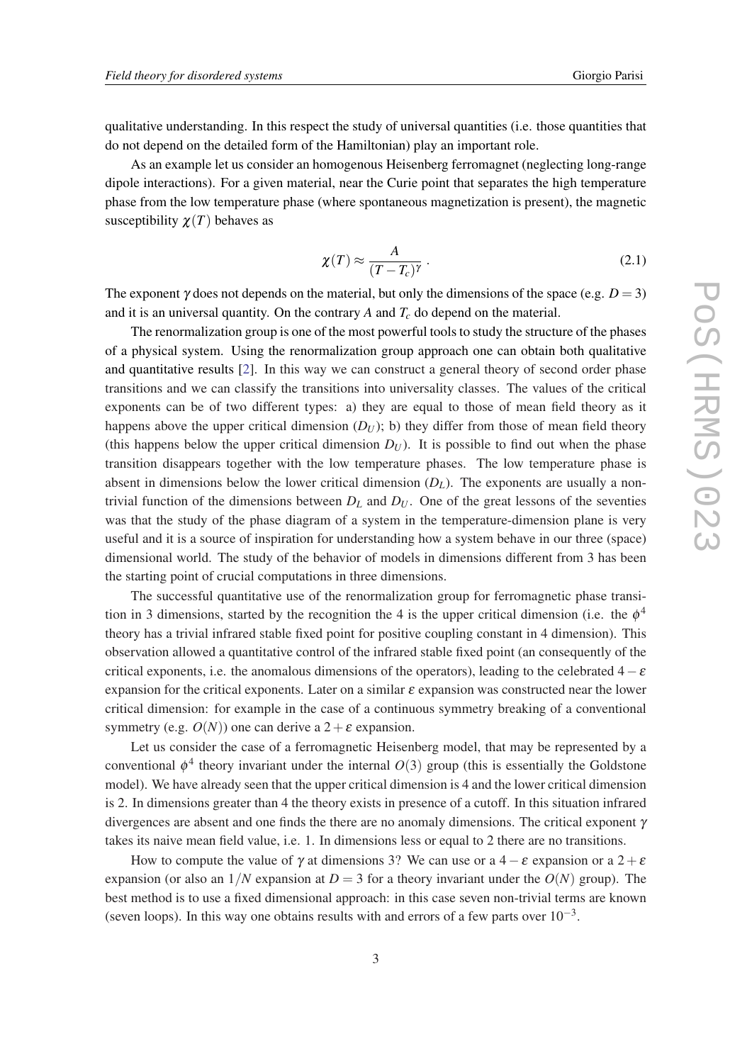qualitative understanding. In this respect the study of universal quantities (i.e. those quantities that do not depend on the detailed form of the Hamiltonian) play an important role.

As an example let us consider an homogenous Heisenberg ferromagnet (neglecting long-range dipole interactions). For a given material, near the Curie point that separates the high temperature phase from the low temperature phase (where spontaneous magnetization is present), the magnetic susceptibility $\chi(T)$ behaves as

$$\chi(T) \approx \frac{A}{(T-T_c)^\gamma} . \tag{2.1}$$

The exponent $\gamma$ does not depends on the material, but only the dimensions of the space (e.g. $D = 3$) and it is an universal quantity. On the contrary $A$ and $T_c$ do depend on the material.

The renormalization group is one of the most powerful tools to study the structure of the phases of a physical system. Using the renormalization group approach one can obtain both qualitative and quantitative results [2]. In this way we can construct a general theory of second order phase transitions and we can classify the transitions into universality classes. The values of the critical exponents can be of two different types: a) they are equal to those of mean field theory as it happens above the upper critical dimension ($D_U$); b) they differ from those of mean field theory (this happens below the upper critical dimension $D_U$). It is possible to find out when the phase transition disappears together with the low temperature phases. The low temperature phase is absent in dimensions below the lower critical dimension ($D_L$). The exponents are usually a non-trivial function of the dimensions between $D_L$ and $D_U$. One of the great lessons of the seventies was that the study of the phase diagram of a system in the temperature-dimension plane is very useful and it is a source of inspiration for understanding how a system behave in our three (space) dimensional world. The study of the behavior of models in dimensions different from 3 has been the starting point of crucial computations in three dimensions.

The successful quantitative use of the renormalization group for ferromagnetic phase transition in 3 dimensions, started by the recognition the 4 is the upper critical dimension (i.e. the $\phi^4$ theory has a trivial infrared stable fixed point for positive coupling constant in 4 dimension). This observation allowed a quantitative control of the infrared stable fixed point (an consequently of the critical exponents, i.e. the anomalous dimensions of the operators), leading to the celebrated $4-\varepsilon$ expansion for the critical exponents. Later on a similar $\varepsilon$ expansion was constructed near the lower critical dimension: for example in the case of a continuous symmetry breaking of a conventional symmetry (e.g. $O(N)$) one can derive a $2+\varepsilon$ expansion.

Let us consider the case of a ferromagnetic Heisenberg model, that may be represented by a conventional $\phi^4$ theory invariant under the internal $O(3)$ group (this is essentially the Goldstone model). We have already seen that the upper critical dimension is 4 and the lower critical dimension is 2. In dimensions greater than 4 the theory exists in presence of a cutoff. In this situation infrared divergences are absent and one finds the there are no anomaly dimensions. The critical exponent $\gamma$ takes its naive mean field value, i.e. 1. In dimensions less or equal to 2 there are no transitions.

How to compute the value of $\gamma$ at dimensions 3? We can use or a $4-\varepsilon$ expansion or a $2+\varepsilon$ expansion (or also an $1/N$ expansion at $D = 3$ for a theory invariant under the $O(N)$ group). The best method is to use a fixed dimensional approach: in this case seven non-trivial terms are known (seven loops). In this way one obtains results with and errors of a few parts over $10^{-3}$.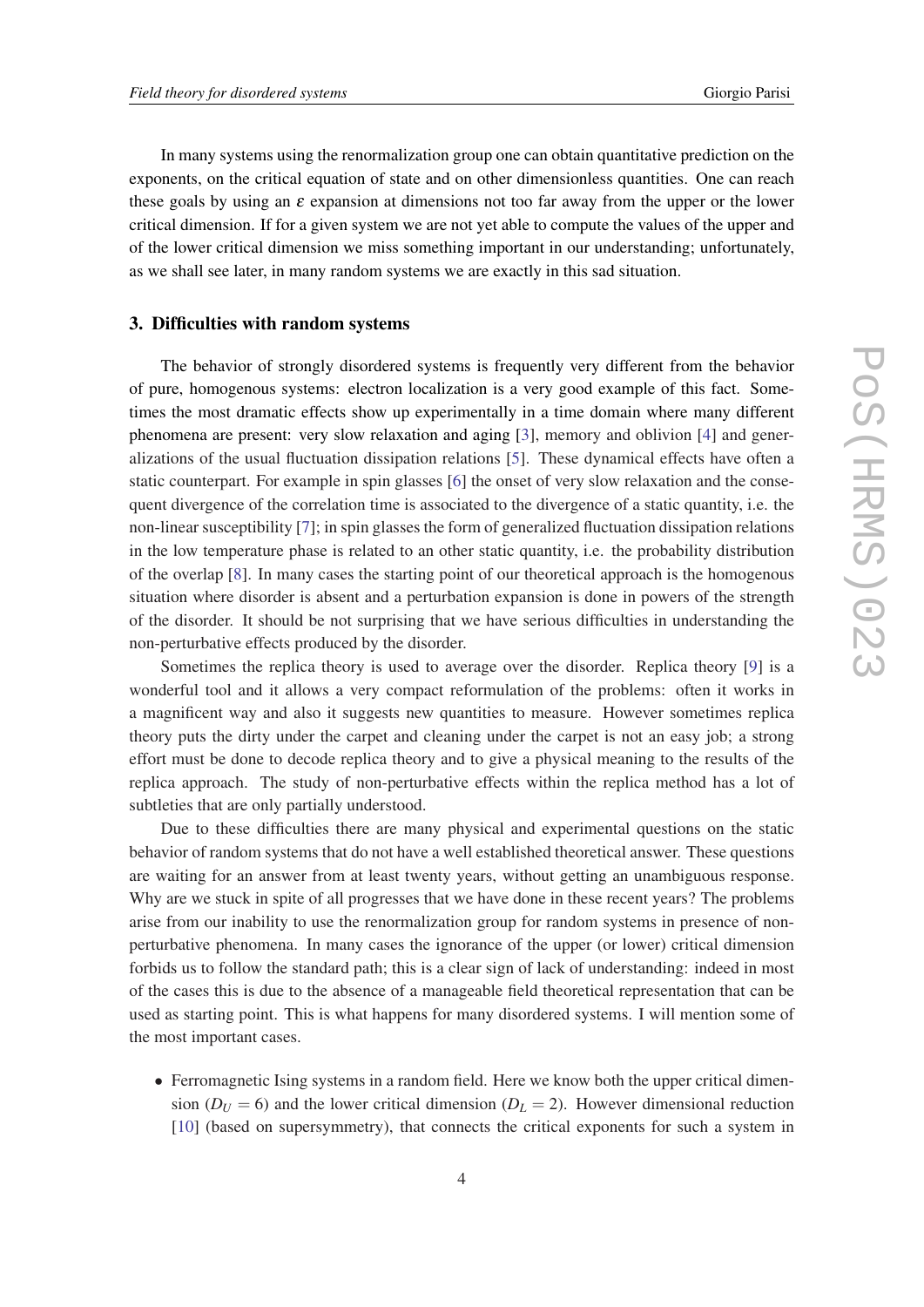In many systems using the renormalization group one can obtain quantitative prediction on the exponents, on the critical equation of state and on other dimensionless quantities. One can reach these goals by using an $\varepsilon$ expansion at dimensions not too far away from the upper or the lower critical dimension. If for a given system we are not yet able to compute the values of the upper and of the lower critical dimension we miss something important in our understanding; unfortunately, as we shall see later, in many random systems we are exactly in this sad situation.

## 3. Difficulties with random systems

The behavior of strongly disordered systems is frequently very different from the behavior of pure, homogenous systems: electron localization is a very good example of this fact. Sometimes the most dramatic effects show up experimentally in a time domain where many different phenomena are present: very slow relaxation and aging [3], memory and oblivion [4] and generalizations of the usual fluctuation dissipation relations [5]. These dynamical effects have often a static counterpart. For example in spin glasses [6] the onset of very slow relaxation and the consequent divergence of the correlation time is associated to the divergence of a static quantity, i.e. the non-linear susceptibility [7]; in spin glasses the form of generalized fluctuation dissipation relations in the low temperature phase is related to an other static quantity, i.e. the probability distribution of the overlap [8]. In many cases the starting point of our theoretical approach is the homogenous situation where disorder is absent and a perturbation expansion is done in powers of the strength of the disorder. It should be not surprising that we have serious difficulties in understanding the non-perturbative effects produced by the disorder.

Sometimes the replica theory is used to average over the disorder. Replica theory [9] is a wonderful tool and it allows a very compact reformulation of the problems: often it works in a magnificent way and also it suggests new quantities to measure. However sometimes replica theory puts the dirty under the carpet and cleaning under the carpet is not an easy job; a strong effort must be done to decode replica theory and to give a physical meaning to the results of the replica approach. The study of non-perturbative effects within the replica method has a lot of subtleties that are only partially understood.

Due to these difficulties there are many physical and experimental questions on the static behavior of random systems that do not have a well established theoretical answer. These questions are waiting for an answer from at least twenty years, without getting an unambiguous response. Why are we stuck in spite of all progresses that we have done in these recent years? The problems arise from our inability to use the renormalization group for random systems in presence of non-perturbative phenomena. In many cases the ignorance of the upper (or lower) critical dimension forbids us to follow the standard path; this is a clear sign of lack of understanding: indeed in most of the cases this is due to the absence of a manageable field theoretical representation that can be used as starting point. This is what happens for many disordered systems. I will mention some of the most important cases.

- Ferromagnetic Ising systems in a random field. Here we know both the upper critical dimension ($D_U = 6$) and the lower critical dimension ($D_L = 2$). However dimensional reduction [10] (based on supersymmetry), that connects the critical exponents for such a system in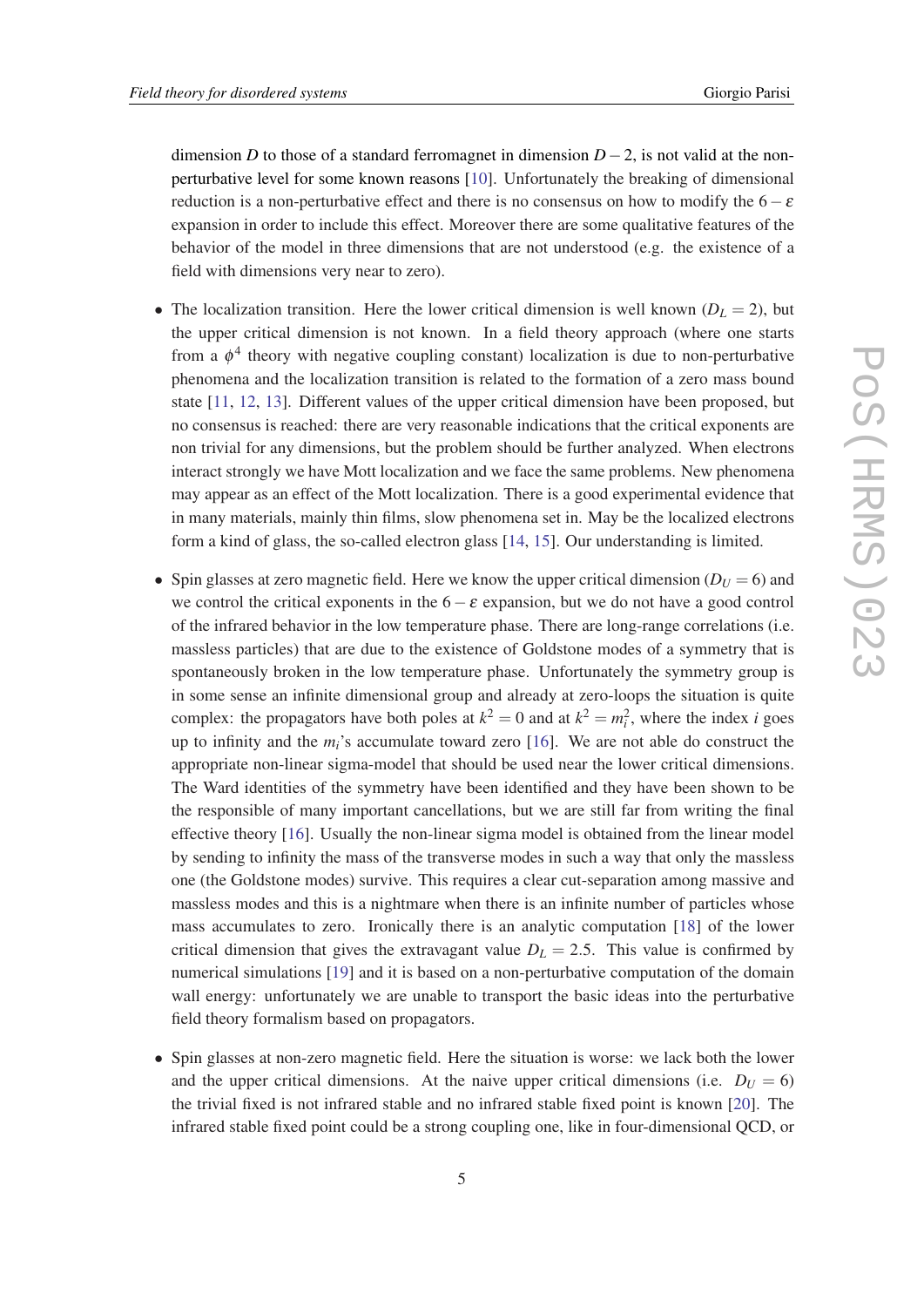dimension $D$ to those of a standard ferromagnet in dimension $D-2$, is not valid at the non-perturbative level for some known reasons [10]. Unfortunately the breaking of dimensional reduction is a non-perturbative effect and there is no consensus on how to modify the $6-\varepsilon$ expansion in order to include this effect. Moreover there are some qualitative features of the behavior of the model in three dimensions that are not understood (e.g. the existence of a field with dimensions very near to zero).

- The localization transition. Here the lower critical dimension is well known ($D_L = 2$), but the upper critical dimension is not known. In a field theory approach (where one starts from a $\phi^4$ theory with negative coupling constant) localization is due to non-perturbative phenomena and the localization transition is related to the formation of a zero mass bound state [11, 12, 13]. Different values of the upper critical dimension have been proposed, but no consensus is reached: there are very reasonable indications that the critical exponents are non trivial for any dimensions, but the problem should be further analyzed. When electrons interact strongly we have Mott localization and we face the same problems. New phenomena may appear as an effect of the Mott localization. There is a good experimental evidence that in many materials, mainly thin films, slow phenomena set in. May be the localized electrons form a kind of glass, the so-called electron glass [14, 15]. Our understanding is limited.

- Spin glasses at zero magnetic field. Here we know the upper critical dimension ($D_U = 6$) and we control the critical exponents in the $6-\varepsilon$ expansion, but we do not have a good control of the infrared behavior in the low temperature phase. There are long-range correlations (i.e. massless particles) that are due to the existence of Goldstone modes of a symmetry that is spontaneously broken in the low temperature phase. Unfortunately the symmetry group is in some sense an infinite dimensional group and already at zero-loops the situation is quite complex: the propagators have both poles at $k^2 = 0$ and at $k^2 = m_i^2$, where the index $i$ goes up to infinity and the $m_i$'s accumulate toward zero [16]. We are not able do construct the appropriate non-linear sigma-model that should be used near the lower critical dimensions. The Ward identities of the symmetry have been identified and they have been shown to be the responsible of many important cancellations, but we are still far from writing the final effective theory [16]. Usually the non-linear sigma model is obtained from the linear model by sending to infinity the mass of the transverse modes in such a way that only the massless one (the Goldstone modes) survive. This requires a clear cut-separation among massive and massless modes and this is a nightmare when there is an infinite number of particles whose mass accumulates to zero. Ironically there is an analytic computation [18] of the lower critical dimension that gives the extravagant value $D_L = 2.5$. This value is confirmed by numerical simulations [19] and it is based on a non-perturbative computation of the domain wall energy: unfortunately we are unable to transport the basic ideas into the perturbative field theory formalism based on propagators.

- Spin glasses at non-zero magnetic field. Here the situation is worse: we lack both the lower and the upper critical dimensions. At the naive upper critical dimensions (i.e. $D_U = 6$) the trivial fixed is not infrared stable and no infrared stable fixed point is known [20]. The infrared stable fixed point could be a strong coupling one, like in four-dimensional QCD, or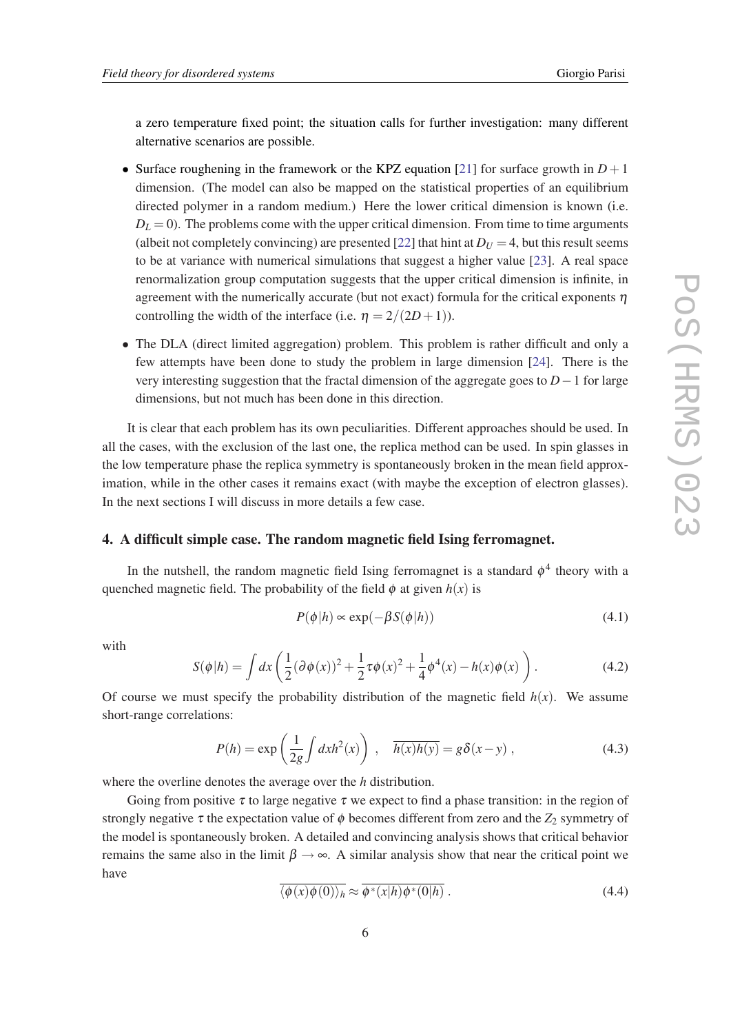a zero temperature fixed point; the situation calls for further investigation: many different alternative scenarios are possible.

- Surface roughening in the framework or the KPZ equation [21] for surface growth in $D+1$ dimension. (The model can also be mapped on the statistical properties of an equilibrium directed polymer in a random medium.) Here the lower critical dimension is known (i.e. $D_L = 0$). The problems come with the upper critical dimension. From time to time arguments (albeit not completely convincing) are presented [22] that hint at $D_U = 4$, but this result seems to be at variance with numerical simulations that suggest a higher value [23]. A real space renormalization group computation suggests that the upper critical dimension is infinite, in agreement with the numerically accurate (but not exact) formula for the critical exponents $\eta$ controlling the width of the interface (i.e. $\eta = 2/(2D+1)$).
- The DLA (direct limited aggregation) problem. This problem is rather difficult and only a few attempts have been done to study the problem in large dimension [24]. There is the very interesting suggestion that the fractal dimension of the aggregate goes to $D-1$ for large dimensions, but not much has been done in this direction.

It is clear that each problem has its own peculiarities. Different approaches should be used. In all the cases, with the exclusion of the last one, the replica method can be used. In spin glasses in the low temperature phase the replica symmetry is spontaneously broken in the mean field approximation, while in the other cases it remains exact (with maybe the exception of electron glasses). In the next sections I will discuss in more details a few case.

## 4. A difficult simple case. The random magnetic field Ising ferromagnet.

In the nutshell, the random magnetic field Ising ferromagnet is a standard $\phi^4$ theory with a quenched magnetic field. The probability of the field $\phi$ at given $h(x)$ is

$$P(\phi|h) \propto \exp(-\beta S(\phi|h)) \tag{4.1}$$

with

$$S(\phi|h) = \int dx \left( \frac{1}{2}(\partial\phi(x))^2 + \frac{1}{2}\tau\phi(x)^2 + \frac{1}{4}\phi^4(x) - h(x)\phi(x) \right). \tag{4.2}$$

Of course we must specify the probability distribution of the magnetic field $h(x)$. We assume short-range correlations:

$$P(h) = \exp\left(\frac{1}{2g}\int dx h^2(x)\right) , \quad \overline{h(x)h(y)} = g\delta(x-y) , \tag{4.3}$$

where the overline denotes the average over the $h$ distribution.

Going from positive $\tau$ to large negative $\tau$ we expect to find a phase transition: in the region of strongly negative $\tau$ the expectation value of $\phi$ becomes different from zero and the $Z_2$ symmetry of the model is spontaneously broken. A detailed and convincing analysis shows that critical behavior remains the same also in the limit $\beta \to \infty$. A similar analysis show that near the critical point we have

$$\overline{\langle\phi(x)\phi(0)\rangle_h} \approx \overline{\phi^*(x|h)\phi^*(0|h)} . \tag{4.4}$$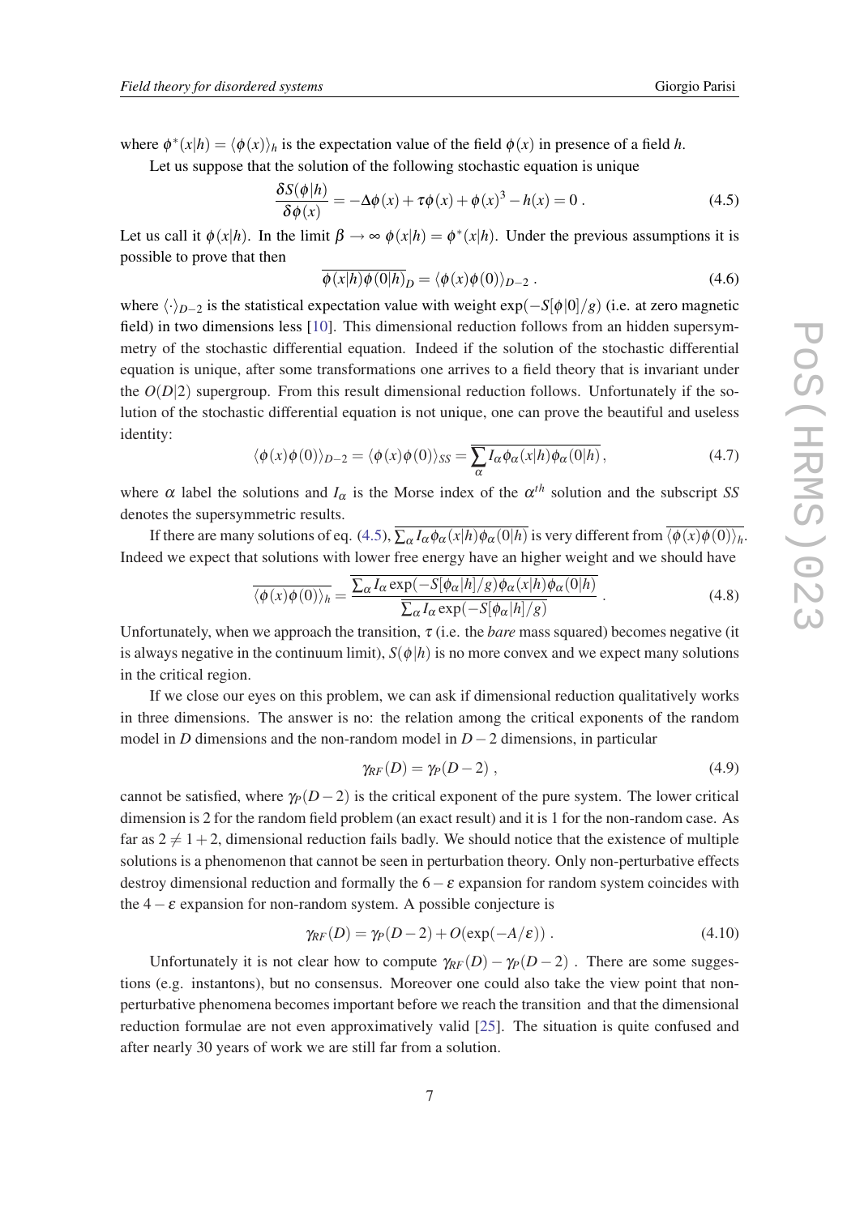where $\phi^*(x|h) = \langle \phi(x) \rangle_h$ is the expectation value of the field $\phi(x)$ in presence of a field $h$.

Let us suppose that the solution of the following stochastic equation is unique

$$\frac{\delta S(\phi|h)}{\delta \phi(x)} = -\Delta\phi(x) + \tau\phi(x) + \phi(x)^3 - h(x) = 0 \,. \tag{4.5}$$

Let us call it $\phi(x|h)$. In the limit $\beta \to \infty$ $\phi(x|h) = \phi^*(x|h)$. Under the previous assumptions it is possible to prove that then

$$\overline{\phi(x|h)\phi(0|h)}_D = \langle \phi(x)\phi(0) \rangle_{D-2} \,. \tag{4.6}$$

where $\langle \cdot \rangle_{D-2}$ is the statistical expectation value with weight $\exp(-S[\phi|0]/g)$ (i.e. at zero magnetic field) in two dimensions less [10]. This dimensional reduction follows from an hidden supersymmetry of the stochastic differential equation. Indeed if the solution of the stochastic differential equation is unique, after some transformations one arrives to a field theory that is invariant under the $O(D|2)$ supergroup. From this result dimensional reduction follows. Unfortunately if the solution of the stochastic differential equation is not unique, one can prove the beautiful and useless identity:

$$\langle \phi(x)\phi(0) \rangle_{D-2} = \langle \phi(x)\phi(0) \rangle_{SS} = \overline{\sum_\alpha I_\alpha \phi_\alpha(x|h)\phi_\alpha(0|h)} \,, \tag{4.7}$$

where $\alpha$ label the solutions and $I_\alpha$ is the Morse index of the $\alpha^{th}$ solution and the subscript $SS$ denotes the supersymmetric results.

If there are many solutions of eq. (4.5), $\overline{\sum_\alpha I_\alpha \phi_\alpha(x|h)\phi_\alpha(0|h)}$ is very different from $\overline{\langle \phi(x)\phi(0) \rangle_h}$. Indeed we expect that solutions with lower free energy have an higher weight and we should have

$$\overline{\langle \phi(x)\phi(0) \rangle_h} = \overline{\frac{\sum_\alpha I_\alpha \exp(-S[\phi_\alpha|h]/g)\phi_\alpha(x|h)\phi_\alpha(0|h)}{\sum_\alpha I_\alpha \exp(-S[\phi_\alpha|h]/g)}} \,. \tag{4.8}$$

Unfortunately, when we approach the transition, $\tau$ (i.e. the *bare* mass squared) becomes negative (it is always negative in the continuum limit), $S(\phi|h)$ is no more convex and we expect many solutions in the critical region.

If we close our eyes on this problem, we can ask if dimensional reduction qualitatively works in three dimensions. The answer is no: the relation among the critical exponents of the random model in $D$ dimensions and the non-random model in $D-2$ dimensions, in particular

$$\gamma_{RF}(D) = \gamma_P(D-2) \,, \tag{4.9}$$

cannot be satisfied, where $\gamma_P(D-2)$ is the critical exponent of the pure system. The lower critical dimension is 2 for the random field problem (an exact result) and it is 1 for the non-random case. As far as $2 \neq 1+2$, dimensional reduction fails badly. We should notice that the existence of multiple solutions is a phenomenon that cannot be seen in perturbation theory. Only non-perturbative effects destroy dimensional reduction and formally the $6-\varepsilon$ expansion for random system coincides with the $4-\varepsilon$ expansion for non-random system. A possible conjecture is

$$\gamma_{RF}(D) = \gamma_P(D-2) + O(\exp(-A/\varepsilon)) \,. \tag{4.10}$$

Unfortunately it is not clear how to compute $\gamma_{RF}(D) - \gamma_P(D-2)$ . There are some suggestions (e.g. instantons), but no consensus. Moreover one could also take the view point that non-perturbative phenomena becomes important before we reach the transition and that the dimensional reduction formulae are not even approximatively valid [25]. The situation is quite confused and after nearly 30 years of work we are still far from a solution.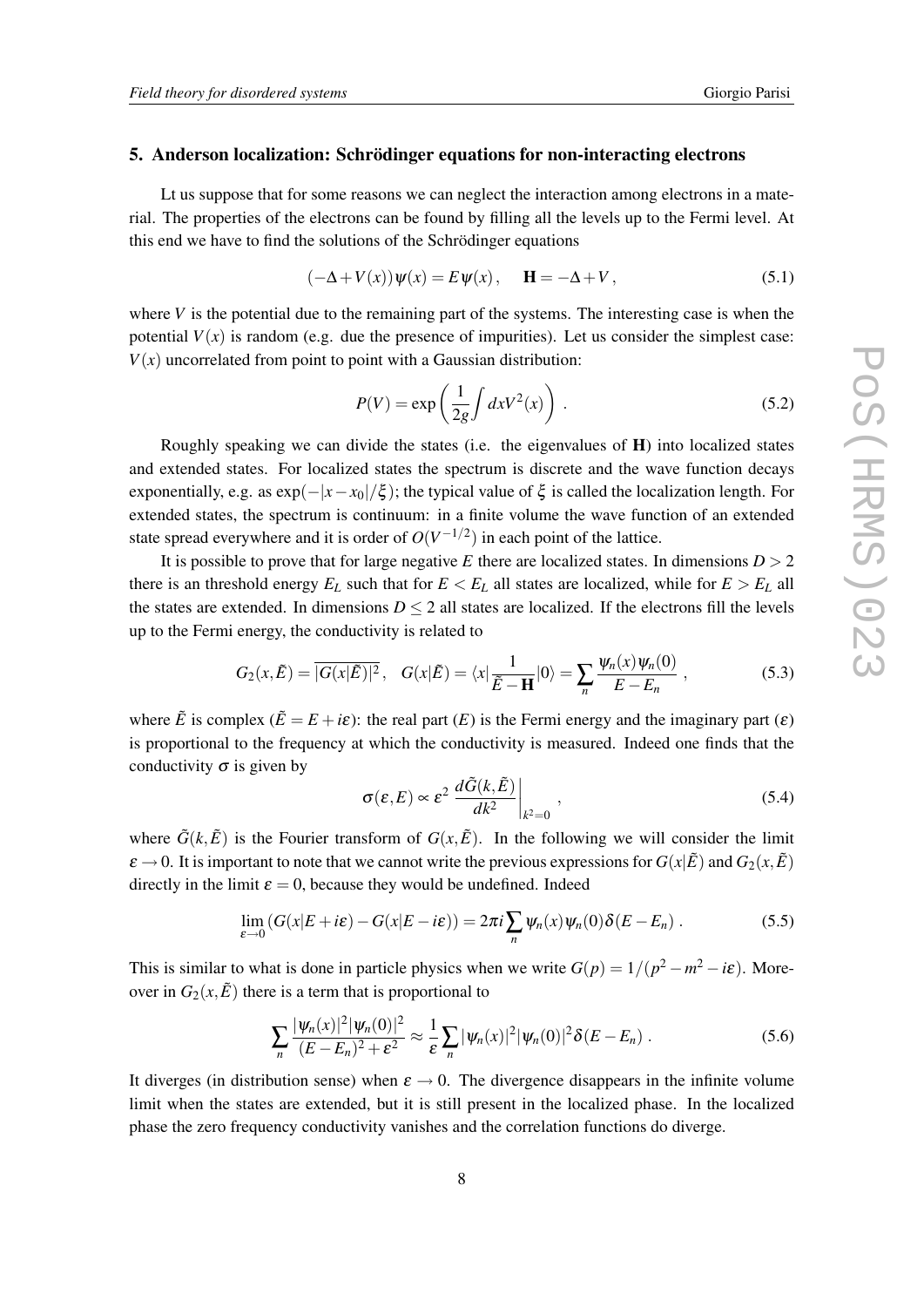## 5. Anderson localization: Schrödinger equations for non-interacting electrons

Lt us suppose that for some reasons we can neglect the interaction among electrons in a material. The properties of the electrons can be found by filling all the levels up to the Fermi level. At this end we have to find the solutions of the Schrödinger equations

$$(-\Delta + V(x))\psi(x) = E\psi(x) , \quad \mathbf{H} = -\Delta + V , \tag{5.1}$$

where $V$ is the potential due to the remaining part of the systems. The interesting case is when the potential $V(x)$ is random (e.g. due the presence of impurities). Let us consider the simplest case: $V(x)$ uncorrelated from point to point with a Gaussian distribution:

$$P(V) = \exp\left(\frac{1}{2g}\int dx V^2(x)\right) . \tag{5.2}$$

Roughly speaking we can divide the states (i.e. the eigenvalues of $\mathbf{H}$) into localized states and extended states. For localized states the spectrum is discrete and the wave function decays exponentially, e.g. as $\exp(-|x-x_0|/\xi)$; the typical value of $\xi$ is called the localization length. For extended states, the spectrum is continuum: in a finite volume the wave function of an extended state spread everywhere and it is order of $O(V^{-1/2})$ in each point of the lattice.

It is possible to prove that for large negative $E$ there are localized states. In dimensions $D > 2$ there is an threshold energy $E_L$ such that for $E < E_L$ all states are localized, while for $E > E_L$ all the states are extended. In dimensions $D \leq 2$ all states are localized. If the electrons fill the levels up to the Fermi energy, the conductivity is related to

$$G_2(x,\tilde{E}) = \overline{|G(x|\tilde{E})|^2} , \quad G(x|\tilde{E}) = \langle x|\frac{1}{\tilde{E}-\mathbf{H}}|0\rangle = \sum_n \frac{\psi_n(x)\psi_n(0)}{E-E_n} , \tag{5.3}$$

where $\tilde{E}$ is complex ($\tilde{E} = E + i\varepsilon$): the real part ($E$) is the Fermi energy and the imaginary part ($\varepsilon$) is proportional to the frequency at which the conductivity is measured. Indeed one finds that the conductivity $\sigma$ is given by

$$\sigma(\varepsilon, E) \propto \varepsilon^2 \left. \frac{d\tilde{G}(k,\tilde{E})}{dk^2}\right|_{k^2=0} , \tag{5.4}$$

where $\tilde{G}(k,\tilde{E})$ is the Fourier transform of $G(x,\tilde{E})$. In the following we will consider the limit $\varepsilon \to 0$. It is important to note that we cannot write the previous expressions for $G(x|\tilde{E})$ and $G_2(x,\tilde{E})$ directly in the limit $\varepsilon = 0$, because they would be undefined. Indeed

$$\lim_{\varepsilon \to 0} \left(G(x|E+i\varepsilon) - G(x|E-i\varepsilon)\right) = 2\pi i \sum_n \psi_n(x)\psi_n(0)\delta(E-E_n) . \tag{5.5}$$

This is similar to what is done in particle physics when we write $G(p) = 1/(p^2 - m^2 - i\varepsilon)$. Moreover in $G_2(x,\tilde{E})$ there is a term that is proportional to

$$\sum_n \frac{|\psi_n(x)|^2|\psi_n(0)|^2}{(E-E_n)^2+\varepsilon^2} \approx \frac{1}{\varepsilon}\sum_n |\psi_n(x)|^2|\psi_n(0)|^2\delta(E-E_n) . \tag{5.6}$$

It diverges (in distribution sense) when $\varepsilon \to 0$. The divergence disappears in the infinite volume limit when the states are extended, but it is still present in the localized phase. In the localized phase the zero frequency conductivity vanishes and the correlation functions do diverge.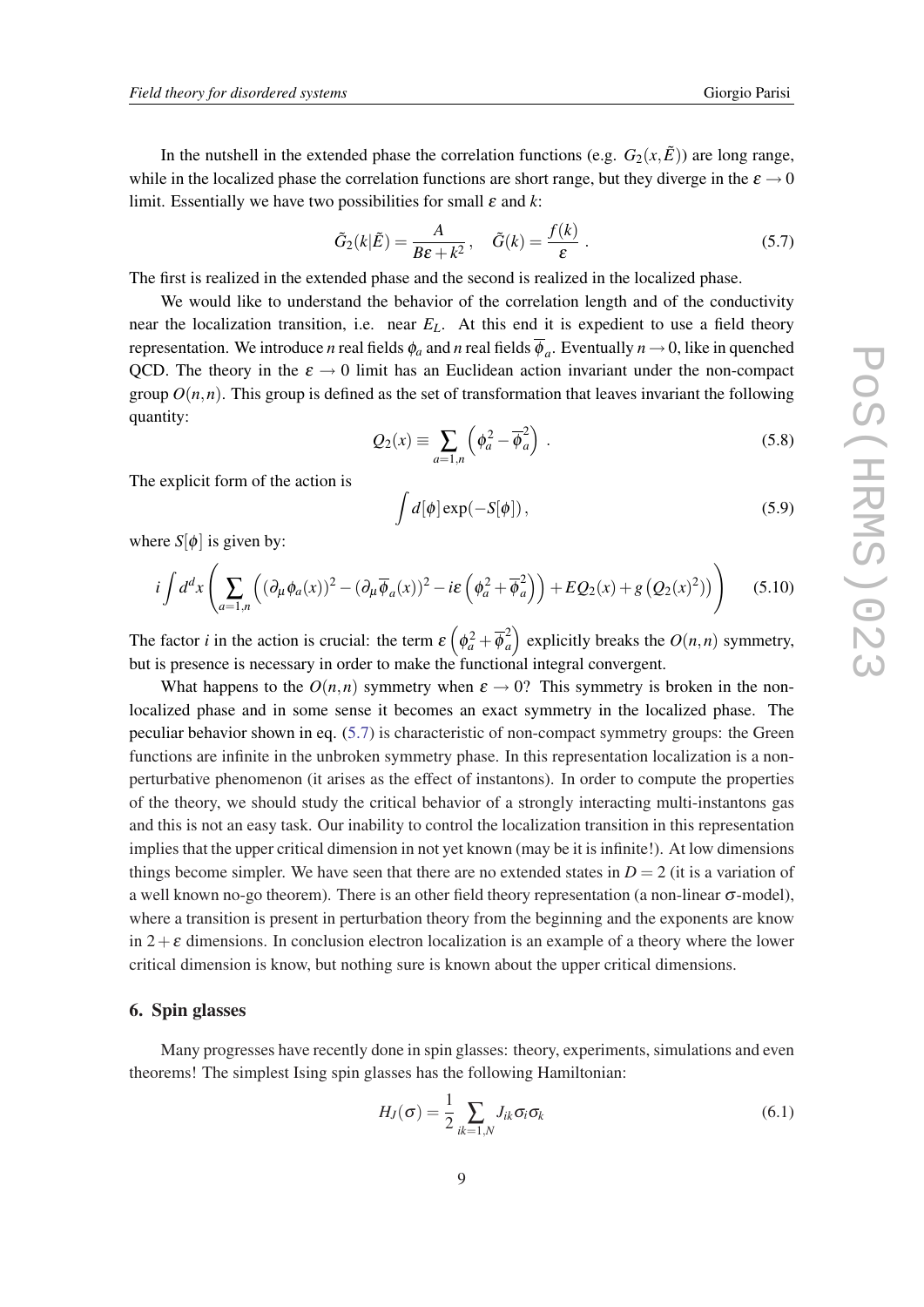In the nutshell in the extended phase the correlation functions (e.g. $G_2(x,\tilde{E})$) are long range, while in the localized phase the correlation functions are short range, but they diverge in the $\varepsilon \to 0$ limit. Essentially we have two possibilities for small $\varepsilon$ and $k$:

$$\tilde{G}_2(k|\tilde{E}) = \frac{A}{B\varepsilon + k^2}\,, \quad \tilde{G}(k) = \frac{f(k)}{\varepsilon}\,. \tag{5.7}$$

The first is realized in the extended phase and the second is realized in the localized phase.

We would like to understand the behavior of the correlation length and of the conductivity near the localization transition, i.e. near $E_L$. At this end it is expedient to use a field theory representation. We introduce $n$ real fields $\phi_a$ and $n$ real fields $\overline{\phi}_a$. Eventually $n \to 0$, like in quenched QCD. The theory in the $\varepsilon \to 0$ limit has an Euclidean action invariant under the non-compact group $O(n,n)$. This group is defined as the set of transformation that leaves invariant the following quantity:

$$Q_2(x) \equiv \sum_{a=1,n} \left(\phi_a^2 - \overline{\phi}_a^2\right)\,. \tag{5.8}$$

The explicit form of the action is

$$\int d[\phi] \exp(-S[\phi])\,, \tag{5.9}$$

where $S[\phi]$ is given by:

$$i\int d^dx \left( \sum_{a=1,n} \left( (\partial_\mu \phi_a(x))^2 - (\partial_\mu \overline{\phi}_a(x))^2 - i\varepsilon\left(\phi_a^2 + \overline{\phi}_a^2\right)\right) + EQ_2(x) + g\left(Q_2(x)^2\right)\right) \tag{5.10}$$

The factor $i$ in the action is crucial: the term $\varepsilon\left(\phi_a^2 + \overline{\phi}_a^2\right)$ explicitly breaks the $O(n,n)$ symmetry, but is presence is necessary in order to make the functional integral convergent.

What happens to the $O(n,n)$ symmetry when $\varepsilon \to 0$? This symmetry is broken in the non-localized phase and in some sense it becomes an exact symmetry in the localized phase. The peculiar behavior shown in eq. (5.7) is characteristic of non-compact symmetry groups: the Green functions are infinite in the unbroken symmetry phase. In this representation localization is a non-perturbative phenomenon (it arises as the effect of instantons). In order to compute the properties of the theory, we should study the critical behavior of a strongly interacting multi-instantons gas and this is not an easy task. Our inability to control the localization transition in this representation implies that the upper critical dimension in not yet known (may be it is infinite!). At low dimensions things become simpler. We have seen that there are no extended states in $D = 2$ (it is a variation of a well known no-go theorem). There is an other field theory representation (a non-linear $\sigma$-model), where a transition is present in perturbation theory from the beginning and the exponents are know in $2+\varepsilon$ dimensions. In conclusion electron localization is an example of a theory where the lower critical dimension is know, but nothing sure is known about the upper critical dimensions.

## 6. Spin glasses

Many progresses have recently done in spin glasses: theory, experiments, simulations and even theorems! The simplest Ising spin glasses has the following Hamiltonian:

$$H_J(\sigma) = \frac{1}{2} \sum_{ik=1,N} J_{ik}\sigma_i\sigma_k \tag{6.1}$$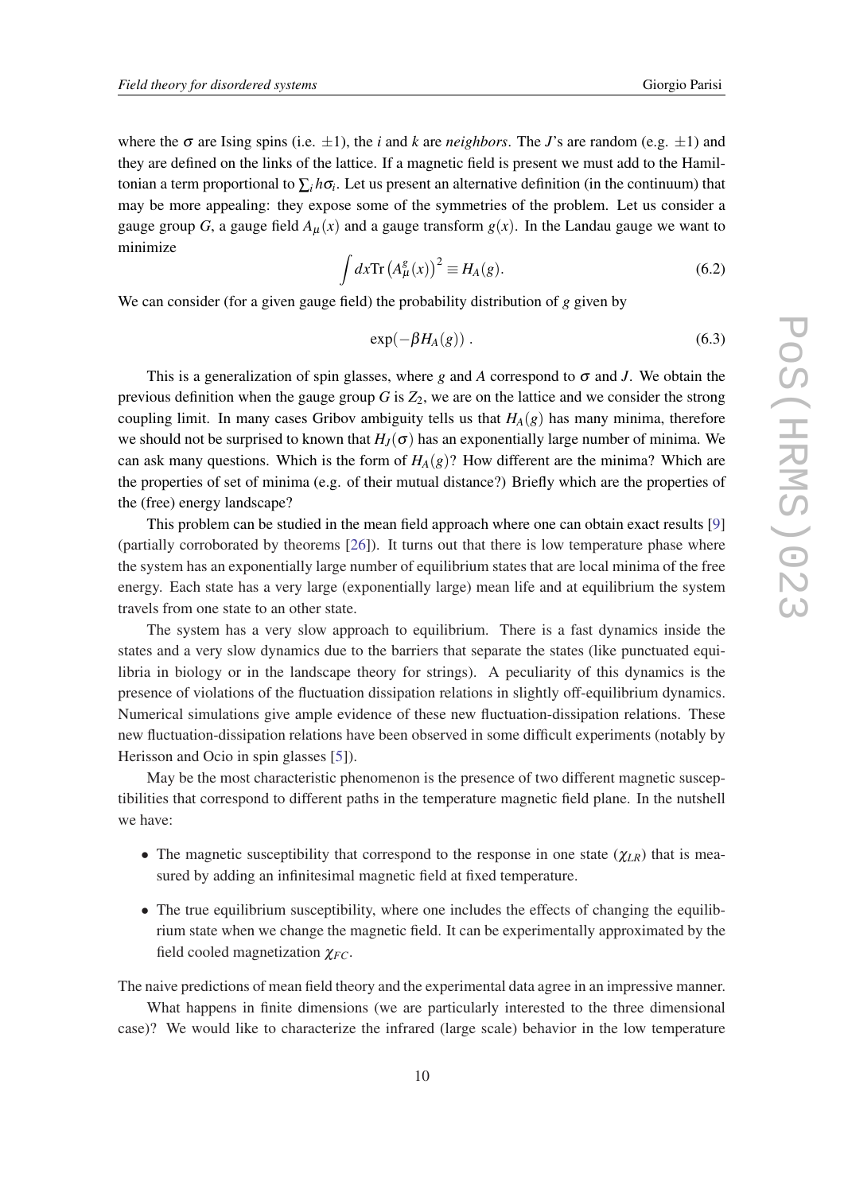where the $\sigma$ are Ising spins (i.e. $\pm 1$), the $i$ and $k$ are *neighbors*. The $J$'s are random (e.g. $\pm 1$) and they are defined on the links of the lattice. If a magnetic field is present we must add to the Hamiltonian a term proportional to $\sum_i h\sigma_i$. Let us present an alternative definition (in the continuum) that may be more appealing: they expose some of the symmetries of the problem. Let us consider a gauge group $G$, a gauge field $A_\mu(x)$ and a gauge transform $g(x)$. In the Landau gauge we want to minimize

$$\int dx \text{Tr}\left(A^g_\mu(x)\right)^2 \equiv H_A(g). \tag{6.2}$$

We can consider (for a given gauge field) the probability distribution of $g$ given by

$$\exp(-\beta H_A(g)) \, . \tag{6.3}$$

This is a generalization of spin glasses, where $g$ and $A$ correspond to $\sigma$ and $J$. We obtain the previous definition when the gauge group $G$ is $Z_2$, we are on the lattice and we consider the strong coupling limit. In many cases Gribov ambiguity tells us that $H_A(g)$ has many minima, therefore we should not be surprised to known that $H_J(\sigma)$ has an exponentially large number of minima. We can ask many questions. Which is the form of $H_A(g)$? How different are the minima? Which are the properties of set of minima (e.g. of their mutual distance?) Briefly which are the properties of the (free) energy landscape?

This problem can be studied in the mean field approach where one can obtain exact results [9] (partially corroborated by theorems [26]). It turns out that there is low temperature phase where the system has an exponentially large number of equilibrium states that are local minima of the free energy. Each state has a very large (exponentially large) mean life and at equilibrium the system travels from one state to an other state.

The system has a very slow approach to equilibrium. There is a fast dynamics inside the states and a very slow dynamics due to the barriers that separate the states (like punctuated equilibria in biology or in the landscape theory for strings). A peculiarity of this dynamics is the presence of violations of the fluctuation dissipation relations in slightly off-equilibrium dynamics. Numerical simulations give ample evidence of these new fluctuation-dissipation relations. These new fluctuation-dissipation relations have been observed in some difficult experiments (notably by Herisson and Ocio in spin glasses [5]).

May be the most characteristic phenomenon is the presence of two different magnetic susceptibilities that correspond to different paths in the temperature magnetic field plane. In the nutshell we have:

- The magnetic susceptibility that correspond to the response in one state ($\chi_{LR}$) that is measured by adding an infinitesimal magnetic field at fixed temperature.
- The true equilibrium susceptibility, where one includes the effects of changing the equilibrium state when we change the magnetic field. It can be experimentally approximated by the field cooled magnetization $\chi_{FC}$.

The naive predictions of mean field theory and the experimental data agree in an impressive manner.

What happens in finite dimensions (we are particularly interested to the three dimensional case)? We would like to characterize the infrared (large scale) behavior in the low temperature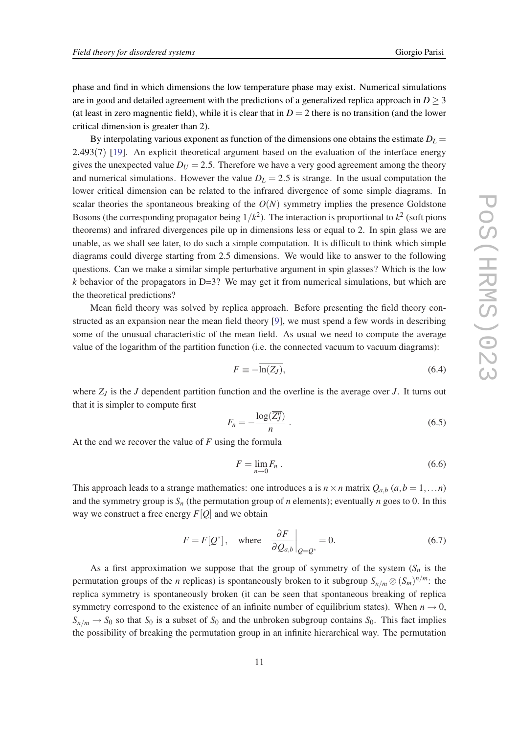phase and find in which dimensions the low temperature phase may exist. Numerical simulations are in good and detailed agreement with the predictions of a generalized replica approach in $D \geq 3$ (at least in zero magnentic field), while it is clear that in $D = 2$ there is no transition (and the lower critical dimension is greater than 2).

By interpolating various exponent as function of the dimensions one obtains the estimate $D_L = 2.493(7)$ [19]. An explicit theoretical argument based on the evaluation of the interface energy gives the unexpected value $D_U = 2.5$. Therefore we have a very good agreement among the theory and numerical simulations. However the value $D_L = 2.5$ is strange. In the usual computation the lower critical dimension can be related to the infrared divergence of some simple diagrams. In scalar theories the spontaneous breaking of the $O(N)$ symmetry implies the presence Goldstone Bosons (the corresponding propagator being $1/k^2$). The interaction is proportional to $k^2$ (soft pions theorems) and infrared divergences pile up in dimensions less or equal to 2. In spin glass we are unable, as we shall see later, to do such a simple computation. It is difficult to think which simple diagrams could diverge starting from 2.5 dimensions. We would like to answer to the following questions. Can we make a similar simple perturbative argument in spin glasses? Which is the low $k$ behavior of the propagators in D=3? We may get it from numerical simulations, but which are the theoretical predictions?

Mean field theory was solved by replica approach. Before presenting the field theory constructed as an expansion near the mean field theory [9], we must spend a few words in describing some of the unusual characteristic of the mean field. As usual we need to compute the average value of the logarithm of the partition function (i.e. the connected vacuum to vacuum diagrams):

$$F \equiv -\overline{\ln(Z_J)}, \tag{6.4}$$

where $Z_J$ is the $J$ dependent partition function and the overline is the average over $J$. It turns out that it is simpler to compute first

$$F_n = -\frac{\log(\overline{Z_J^n})}{n} \ . \tag{6.5}$$

At the end we recover the value of $F$ using the formula

$$F = \lim_{n \to 0} F_n \ . \tag{6.6}$$

This approach leads to a strange mathematics: one introduces a is $n \times n$ matrix $Q_{a,b}$ $(a, b = 1, \ldots n)$ and the symmetry group is $S_n$ (the permutation group of $n$ elements); eventually $n$ goes to 0. In this way we construct a free energy $F[Q]$ and we obtain

$$F = F[Q^*], \quad \text{where} \quad \left. \frac{\partial F}{\partial Q_{a,b}} \right|_{Q=Q^*} = 0. \tag{6.7}$$

As a first approximation we suppose that the group of symmetry of the system ($S_n$ is the permutation groups of the $n$ replicas) is spontaneously broken to it subgroup $S_{n/m} \otimes (S_m)^{n/m}$: the replica symmetry is spontaneously broken (it can be seen that spontaneous breaking of replica symmetry correspond to the existence of an infinite number of equilibrium states). When $n \to 0$, $S_{n/m} \to S_0$ so that $S_0$ is a subset of $S_0$ and the unbroken subgroup contains $S_0$. This fact implies the possibility of breaking the permutation group in an infinite hierarchical way. The permutation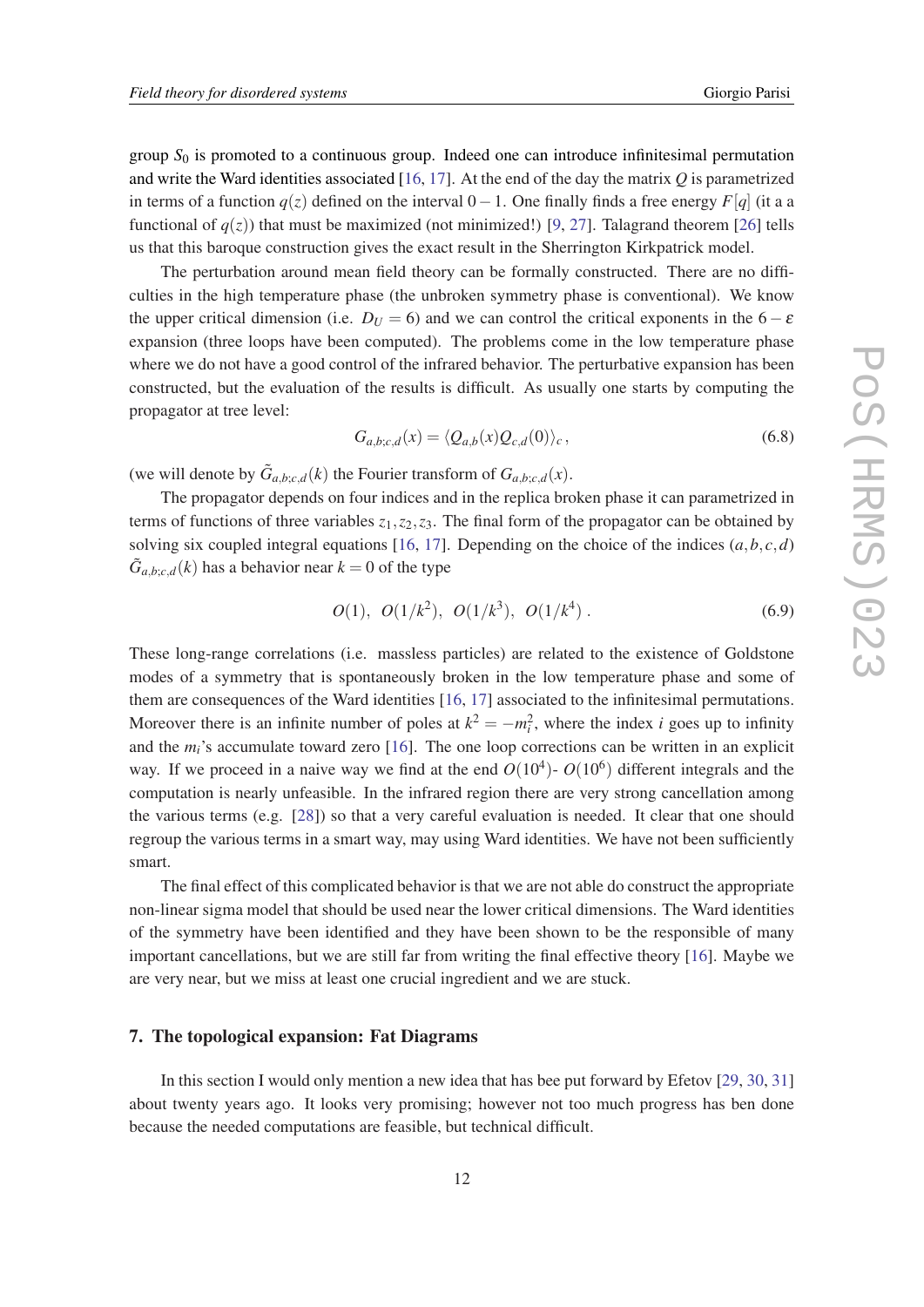group $S_0$ is promoted to a continuous group. Indeed one can introduce infinitesimal permutation and write the Ward identities associated [16, 17]. At the end of the day the matrix $Q$ is parametrized in terms of a function $q(z)$ defined on the interval $0-1$. One finally finds a free energy $F[q]$ (it a a functional of $q(z)$) that must be maximized (not minimized!) [9, 27]. Talagrand theorem [26] tells us that this baroque construction gives the exact result in the Sherrington Kirkpatrick model.

The perturbation around mean field theory can be formally constructed. There are no difficulties in the high temperature phase (the unbroken symmetry phase is conventional). We know the upper critical dimension (i.e. $D_U = 6$) and we can control the critical exponents in the $6-\varepsilon$ expansion (three loops have been computed). The problems come in the low temperature phase where we do not have a good control of the infrared behavior. The perturbative expansion has been constructed, but the evaluation of the results is difficult. As usually one starts by computing the propagator at tree level:

$$G_{a,b;c,d}(x) = \langle Q_{a,b}(x) Q_{c,d}(0) \rangle_c \,, \tag{6.8}$$

(we will denote by $\tilde{G}_{a,b;c,d}(k)$ the Fourier transform of $G_{a,b;c,d}(x)$.

The propagator depends on four indices and in the replica broken phase it can parametrized in terms of functions of three variables $z_1, z_2, z_3$. The final form of the propagator can be obtained by solving six coupled integral equations [16, 17]. Depending on the choice of the indices $(a,b,c,d)$ $\tilde{G}_{a,b;c,d}(k)$ has a behavior near $k=0$ of the type

$$O(1), \;\; O(1/k^2), \;\; O(1/k^3), \;\; O(1/k^4) \,. \tag{6.9}$$

These long-range correlations (i.e. massless particles) are related to the existence of Goldstone modes of a symmetry that is spontaneously broken in the low temperature phase and some of them are consequences of the Ward identities [16, 17] associated to the infinitesimal permutations. Moreover there is an infinite number of poles at $k^2 = -m_i^2$, where the index $i$ goes up to infinity and the $m_i$'s accumulate toward zero [16]. The one loop corrections can be written in an explicit way. If we proceed in a naive way we find at the end $O(10^4)$- $O(10^6)$ different integrals and the computation is nearly unfeasible. In the infrared region there are very strong cancellation among the various terms (e.g. [28]) so that a very careful evaluation is needed. It clear that one should regroup the various terms in a smart way, may using Ward identities. We have not been sufficiently smart.

The final effect of this complicated behavior is that we are not able do construct the appropriate non-linear sigma model that should be used near the lower critical dimensions. The Ward identities of the symmetry have been identified and they have been shown to be the responsible of many important cancellations, but we are still far from writing the final effective theory [16]. Maybe we are very near, but we miss at least one crucial ingredient and we are stuck.

## 7. The topological expansion: Fat Diagrams

In this section I would only mention a new idea that has bee put forward by Efetov [29, 30, 31] about twenty years ago. It looks very promising; however not too much progress has ben done because the needed computations are feasible, but technical difficult.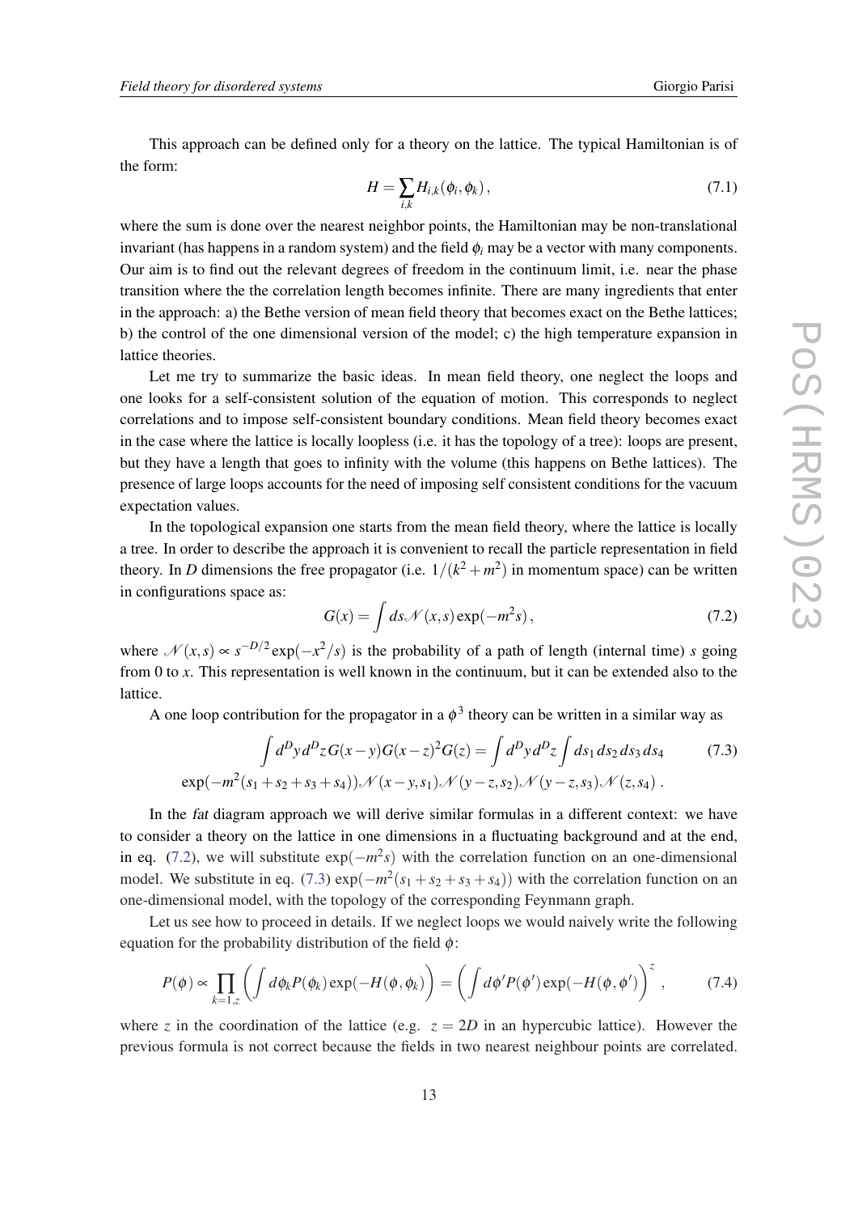This approach can be defined only for a theory on the lattice. The typical Hamiltonian is of the form:

$$H = \sum_{i,k} H_{i,k}(\phi_i, \phi_k)\,, \tag{7.1}$$

where the sum is done over the nearest neighbor points, the Hamiltonian may be non-translational invariant (has happens in a random system) and the field $\phi_i$ may be a vector with many components. Our aim is to find out the relevant degrees of freedom in the continuum limit, i.e. near the phase transition where the the correlation length becomes infinite. There are many ingredients that enter in the approach: a) the Bethe version of mean field theory that becomes exact on the Bethe lattices; b) the control of the one dimensional version of the model; c) the high temperature expansion in lattice theories.

Let me try to summarize the basic ideas. In mean field theory, one neglect the loops and one looks for a self-consistent solution of the equation of motion. This corresponds to neglect correlations and to impose self-consistent boundary conditions. Mean field theory becomes exact in the case where the lattice is locally loopless (i.e. it has the topology of a tree): loops are present, but they have a length that goes to infinity with the volume (this happens on Bethe lattices). The presence of large loops accounts for the need of imposing self consistent conditions for the vacuum expectation values.

In the topological expansion one starts from the mean field theory, where the lattice is locally a tree. In order to describe the approach it is convenient to recall the particle representation in field theory. In $D$ dimensions the free propagator (i.e. $1/(k^2+m^2)$ in momentum space) can be written in configurations space as:

$$G(x) = \int ds \mathscr{N}(x,s)\exp(-m^2 s)\,, \tag{7.2}$$

where $\mathscr{N}(x,s) \propto s^{-D/2}\exp(-x^2/s)$ is the probability of a path of length (internal time) $s$ going from 0 to $x$. This representation is well known in the continuum, but it can be extended also to the lattice.

A one loop contribution for the propagator in a $\phi^3$ theory can be written in a similar way as

$$\begin{aligned}\int d^D y\, d^D z\, G(x-y)G(x-z)^2 G(z) = \int d^D y\, d^D z \int ds_1\, ds_2\, ds_3\, ds_4 \qquad (7.3)\\ \exp(-m^2(s_1+s_2+s_3+s_4))\mathscr{N}(x-y,s_1)\mathscr{N}(y-z,s_2)\mathscr{N}(y-z,s_3)\mathscr{N}(z,s_4)\,.\end{aligned}$$

In the *fat* diagram approach we will derive similar formulas in a different context: we have to consider a theory on the lattice in one dimensions in a fluctuating background and at the end, in eq. (7.2), we will substitute $\exp(-m^2 s)$ with the correlation function on an one-dimensional model. We substitute in eq. (7.3) $\exp(-m^2(s_1+s_2+s_3+s_4))$ with the correlation function on an one-dimensional model, with the topology of the corresponding Feynmann graph.

Let us see how to proceed in details. If we neglect loops we would naively write the following equation for the probability distribution of the field $\phi$:

$$P(\phi) \propto \prod_{k=1,z}\left(\int d\phi_k P(\phi_k)\exp(-H(\phi,\phi_k)\right) = \left(\int d\phi' P(\phi')\exp(-H(\phi,\phi')\right)^z\,, \tag{7.4}$$

where $z$ in the coordination of the lattice (e.g. $z = 2D$ in an hypercubic lattice). However the previous formula is not correct because the fields in two nearest neighbour points are correlated.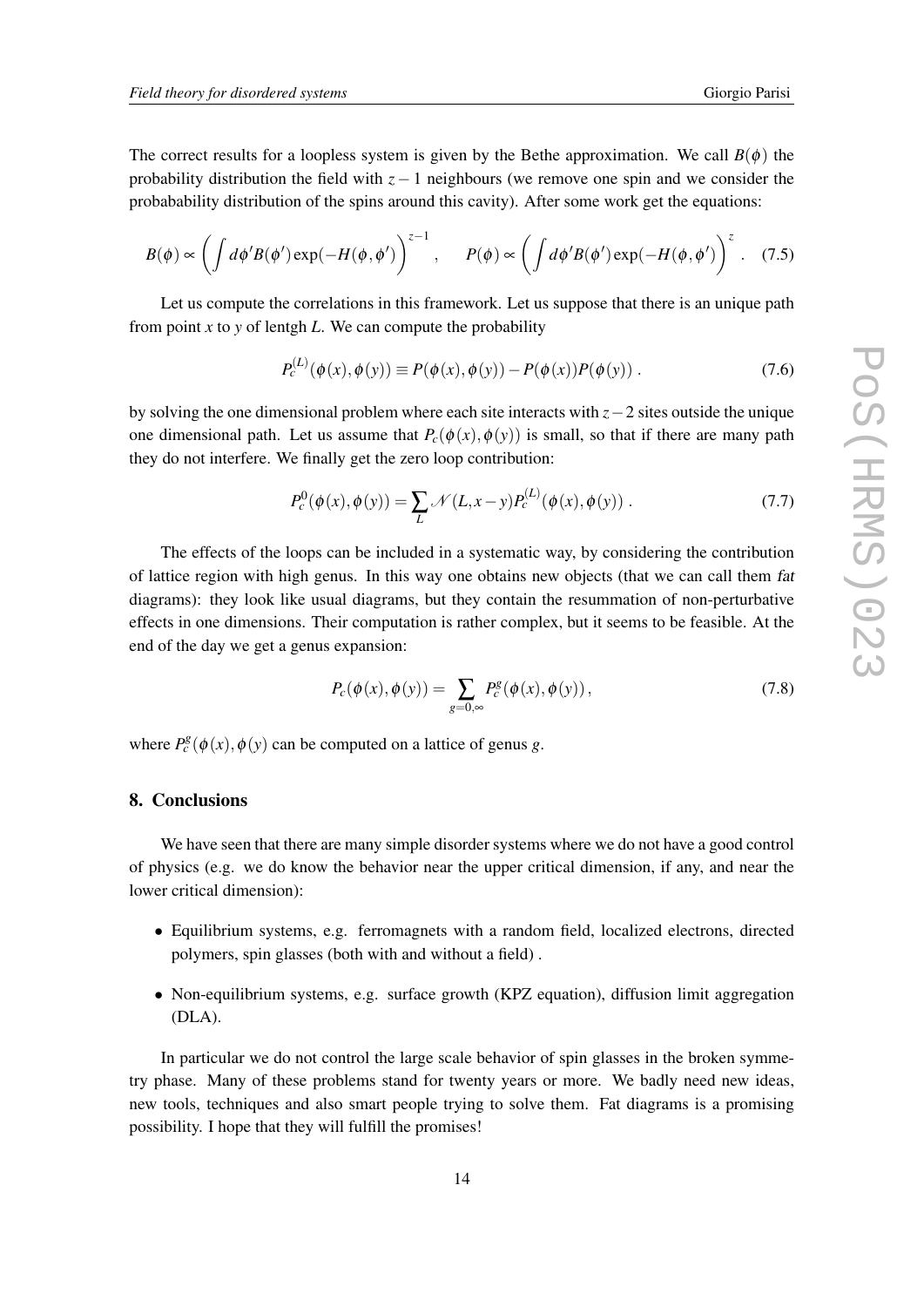The correct results for a loopless system is given by the Bethe approximation. We call $B(\phi)$ the probability distribution the field with $z-1$ neighbours (we remove one spin and we consider the probabability distribution of the spins around this cavity). After some work get the equations:

$$B(\phi) \propto \left( \int d\phi' B(\phi') \exp(-H(\phi,\phi') \right)^{z-1} , \qquad P(\phi) \propto \left( \int d\phi' B(\phi') \exp(-H(\phi,\phi') \right)^{z} . \quad (7.5)$$

Let us compute the correlations in this framework. Let us suppose that there is an unique path from point $x$ to $y$ of lentgh $L$. We can compute the probability

$$P_c^{(L)}(\phi(x),\phi(y)) \equiv P(\phi(x),\phi(y)) - P(\phi(x))P(\phi(y)) . \quad (7.6)$$

by solving the one dimensional problem where each site interacts with $z-2$ sites outside the unique one dimensional path. Let us assume that $P_c(\phi(x),\phi(y))$ is small, so that if there are many path they do not interfere. We finally get the zero loop contribution:

$$P_c^0(\phi(x),\phi(y)) = \sum_L \mathscr{N}(L,x-y) P_c^{(L)}(\phi(x),\phi(y)) . \quad (7.7)$$

The effects of the loops can be included in a systematic way, by considering the contribution of lattice region with high genus. In this way one obtains new objects (that we can call them *fat* diagrams): they look like usual diagrams, but they contain the resummation of non-perturbative effects in one dimensions. Their computation is rather complex, but it seems to be feasible. At the end of the day we get a genus expansion:

$$P_c(\phi(x),\phi(y)) = \sum_{g=0,\infty} P_c^g(\phi(x),\phi(y)), \quad (7.8)$$

where $P_c^g(\phi(x),\phi(y)$ can be computed on a lattice of genus $g$.

## 8. Conclusions

We have seen that there are many simple disorder systems where we do not have a good control of physics (e.g. we do know the behavior near the upper critical dimension, if any, and near the lower critical dimension):

- Equilibrium systems, e.g. ferromagnets with a random field, localized electrons, directed polymers, spin glasses (both with and without a field) .
- Non-equilibrium systems, e.g. surface growth (KPZ equation), diffusion limit aggregation (DLA).

In particular we do not control the large scale behavior of spin glasses in the broken symmetry phase. Many of these problems stand for twenty years or more. We badly need new ideas, new tools, techniques and also smart people trying to solve them. Fat diagrams is a promising possibility. I hope that they will fulfill the promises!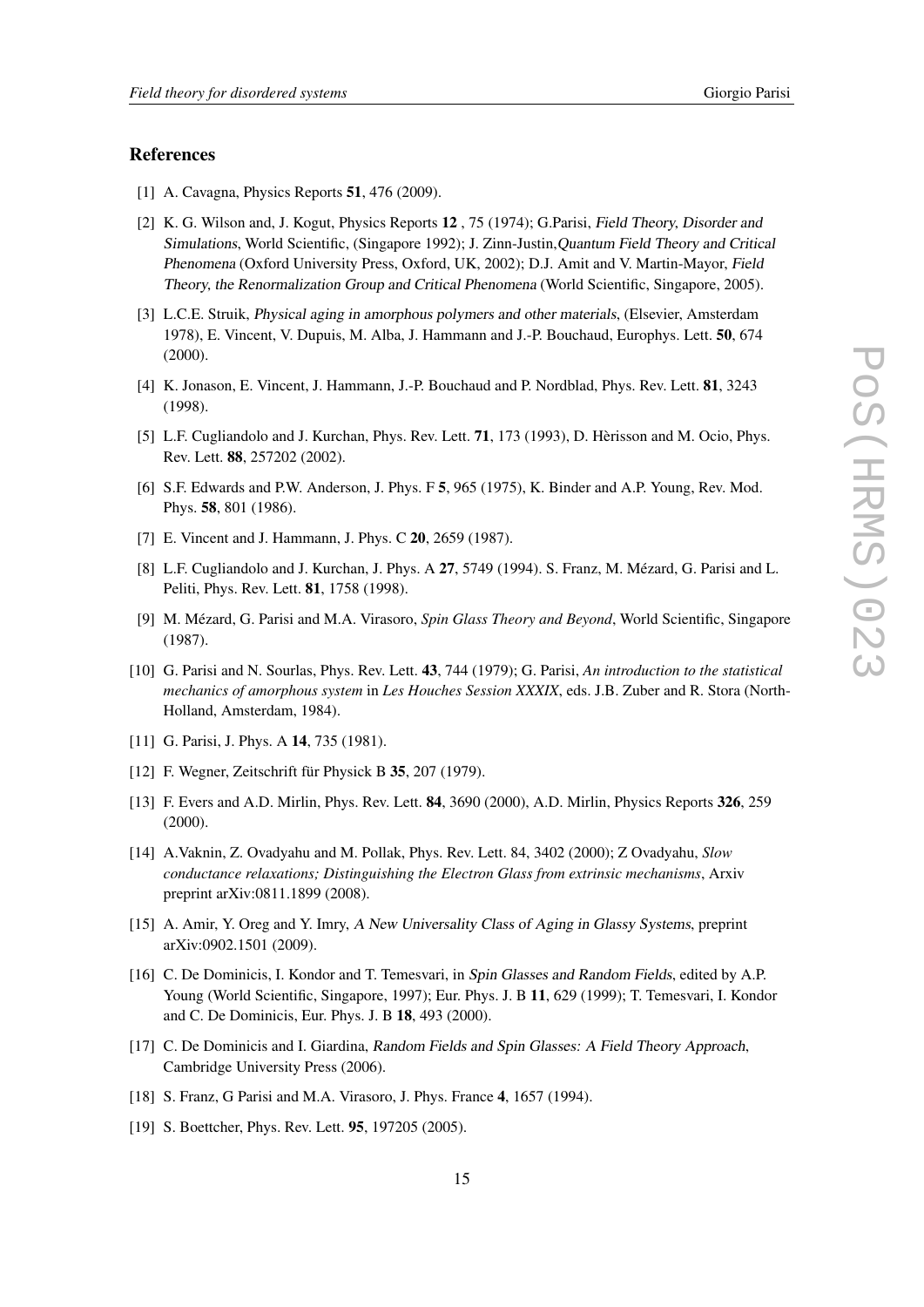## References

[1] A. Cavagna, Physics Reports **51**, 476 (2009).

[2] K. G. Wilson and, J. Kogut, Physics Reports **12** , 75 (1974); G.Parisi, *Field Theory, Disorder and Simulations*, World Scientific, (Singapore 1992); J. Zinn-Justin,*Quantum Field Theory and Critical Phenomena* (Oxford University Press, Oxford, UK, 2002); D.J. Amit and V. Martin-Mayor, *Field Theory, the Renormalization Group and Critical Phenomena* (World Scientific, Singapore, 2005).

[3] L.C.E. Struik, *Physical aging in amorphous polymers and other materials*, (Elsevier, Amsterdam 1978), E. Vincent, V. Dupuis, M. Alba, J. Hammann and J.-P. Bouchaud, Europhys. Lett. **50**, 674 (2000).

[4] K. Jonason, E. Vincent, J. Hammann, J.-P. Bouchaud and P. Nordblad, Phys. Rev. Lett. **81**, 3243 (1998).

[5] L.F. Cugliandolo and J. Kurchan, Phys. Rev. Lett. **71**, 173 (1993), D. Hèrisson and M. Ocio, Phys. Rev. Lett. **88**, 257202 (2002).

[6] S.F. Edwards and P.W. Anderson, J. Phys. F **5**, 965 (1975), K. Binder and A.P. Young, Rev. Mod. Phys. **58**, 801 (1986).

[7] E. Vincent and J. Hammann, J. Phys. C **20**, 2659 (1987).

[8] L.F. Cugliandolo and J. Kurchan, J. Phys. A **27**, 5749 (1994). S. Franz, M. Mézard, G. Parisi and L. Peliti, Phys. Rev. Lett. **81**, 1758 (1998).

[9] M. Mézard, G. Parisi and M.A. Virasoro, *Spin Glass Theory and Beyond*, World Scientific, Singapore (1987).

[10] G. Parisi and N. Sourlas, Phys. Rev. Lett. **43**, 744 (1979); G. Parisi, *An introduction to the statistical mechanics of amorphous system* in *Les Houches Session XXXIX*, eds. J.B. Zuber and R. Stora (North-Holland, Amsterdam, 1984).

[11] G. Parisi, J. Phys. A **14**, 735 (1981).

[12] F. Wegner, Zeitschrift für Physick B **35**, 207 (1979).

[13] F. Evers and A.D. Mirlin, Phys. Rev. Lett. **84**, 3690 (2000), A.D. Mirlin, Physics Reports **326**, 259 (2000).

[14] A.Vaknin, Z. Ovadyahu and M. Pollak, Phys. Rev. Lett. 84, 3402 (2000); Z Ovadyahu, *Slow conductance relaxations; Distinguishing the Electron Glass from extrinsic mechanisms*, Arxiv preprint arXiv:0811.1899 (2008).

[15] A. Amir, Y. Oreg and Y. Imry, *A New Universality Class of Aging in Glassy Systems*, preprint arXiv:0902.1501 (2009).

[16] C. De Dominicis, I. Kondor and T. Temesvari, in *Spin Glasses and Random Fields*, edited by A.P. Young (World Scientific, Singapore, 1997); Eur. Phys. J. B **11**, 629 (1999); T. Temesvari, I. Kondor and C. De Dominicis, Eur. Phys. J. B **18**, 493 (2000).

[17] C. De Dominicis and I. Giardina, *Random Fields and Spin Glasses: A Field Theory Approach*, Cambridge University Press (2006).

[18] S. Franz, G Parisi and M.A. Virasoro, J. Phys. France **4**, 1657 (1994).

[19] S. Boettcher, Phys. Rev. Lett. **95**, 197205 (2005).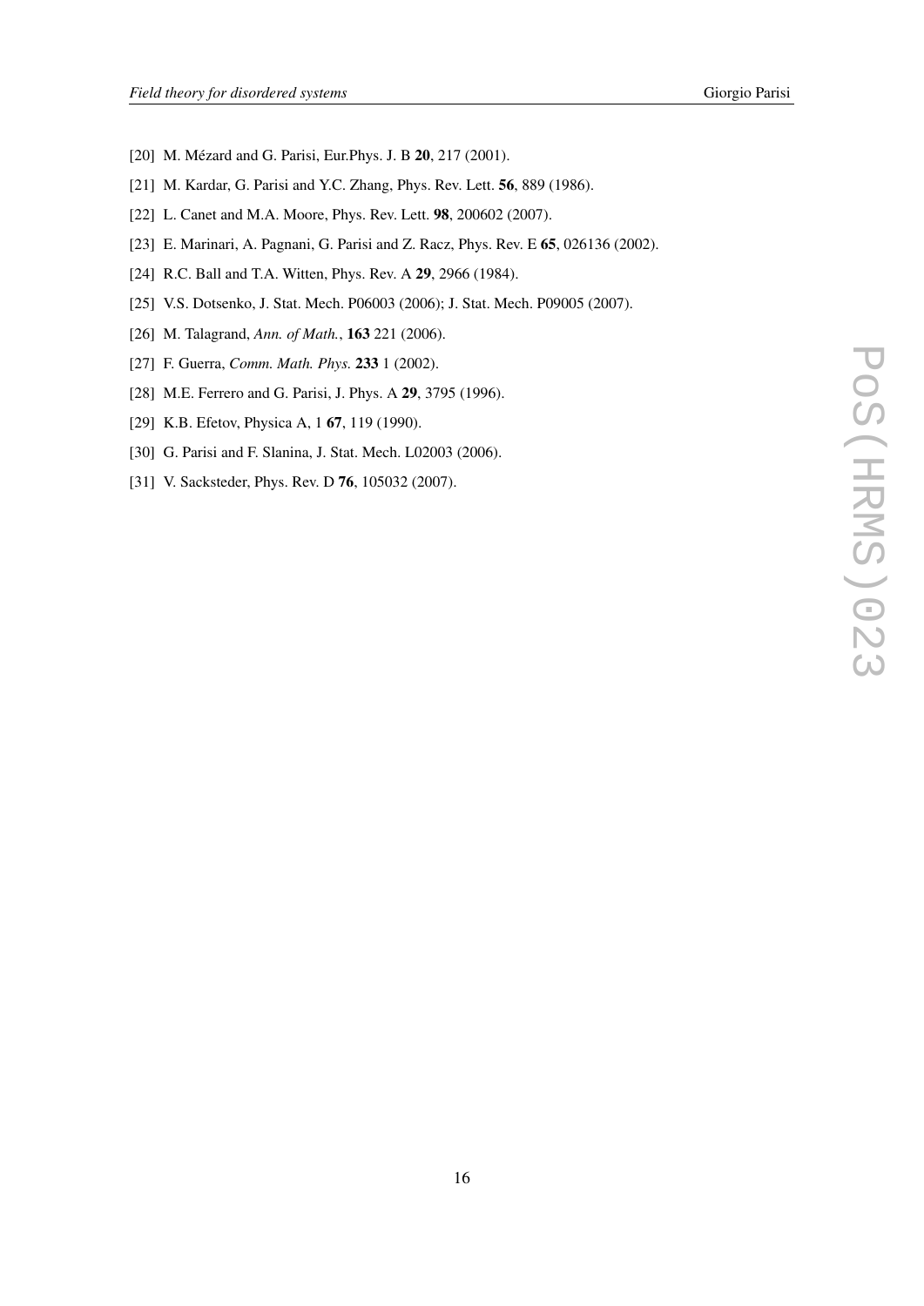[20] M. Mézard and G. Parisi, Eur.Phys. J. B **20**, 217 (2001).

[21] M. Kardar, G. Parisi and Y.C. Zhang, Phys. Rev. Lett. **56**, 889 (1986).

[22] L. Canet and M.A. Moore, Phys. Rev. Lett. **98**, 200602 (2007).

[23] E. Marinari, A. Pagnani, G. Parisi and Z. Racz, Phys. Rev. E **65**, 026136 (2002).

[24] R.C. Ball and T.A. Witten, Phys. Rev. A **29**, 2966 (1984).

[25] V.S. Dotsenko, J. Stat. Mech. P06003 (2006); J. Stat. Mech. P09005 (2007).

[26] M. Talagrand, *Ann. of Math.*, **163** 221 (2006).

[27] F. Guerra, *Comm. Math. Phys.* **233** 1 (2002).

[28] M.E. Ferrero and G. Parisi, J. Phys. A **29**, 3795 (1996).

[29] K.B. Efetov, Physica A, 1 **67**, 119 (1990).

[30] G. Parisi and F. Slanina, J. Stat. Mech. L02003 (2006).

[31] V. Sacksteder, Phys. Rev. D **76**, 105032 (2007).